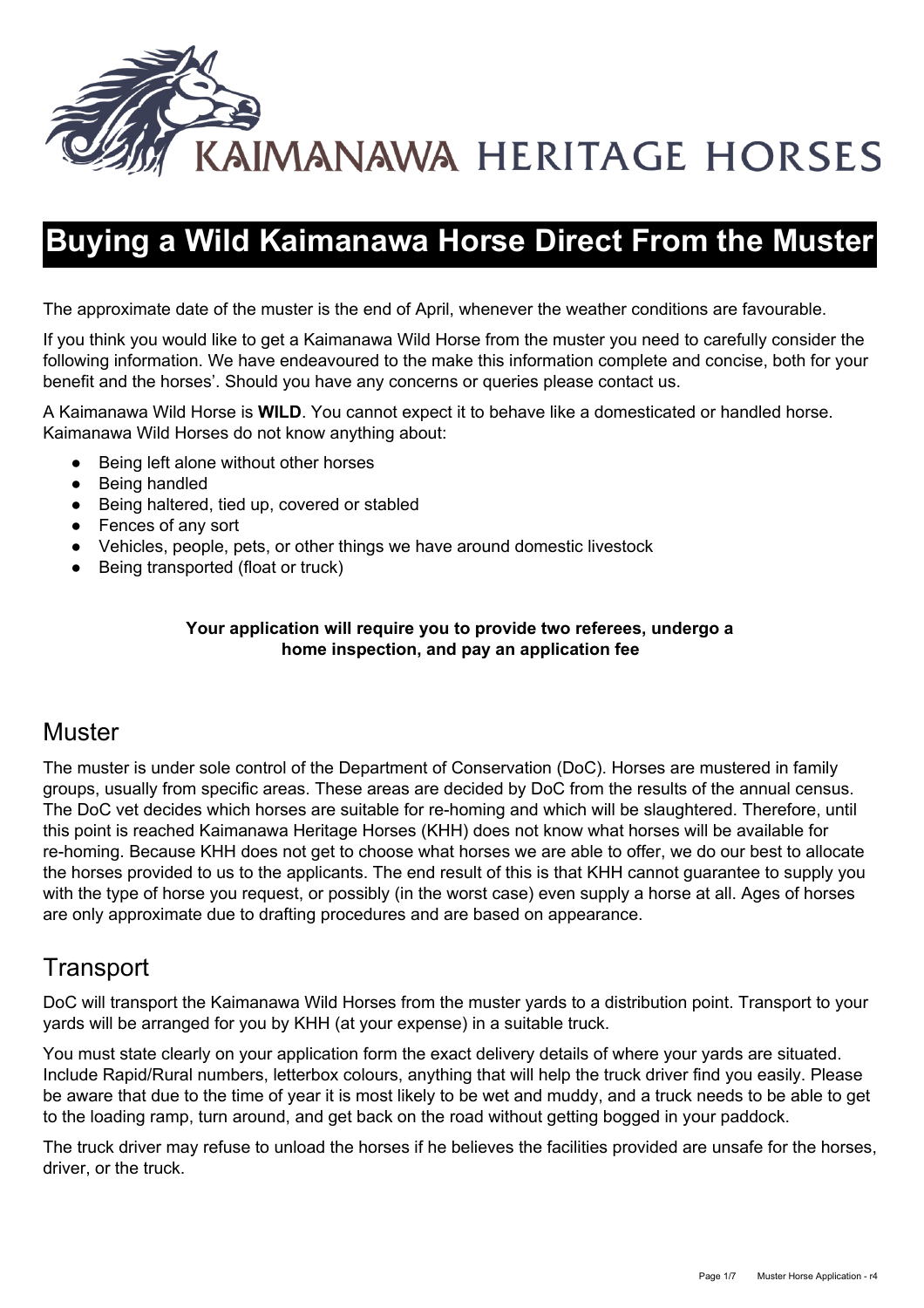KAIMANAWA HERITAGE HORSES

# Buying a Wild Kaimanawa Horse Direct From the Muster

The approximate date of the muster is the end of April, whenever the weather conditions are favourable.

If you think you would like to get a Kaimanawa Wild Horse from the muster you need to carefully consider the following information. We have endeavoured to the make this information complete and concise, both for your benefit and the horses'. Should you have any concerns or queries please contact us.

A Kaimanawa Wild Horse is **WILD**. You cannot expect it to behave like a domesticated or handled horse. Kaimanawa Wild Horses do not know anything about:

- Being left alone without other horses
- Being handled
- Being haltered, tied up, covered or stabled
- Fences of any sort
- Vehicles, people, pets, or other things we have around domestic livestock
- Being transported (float or truck)

**Your application will require you to provide two referees, undergo a home inspection, and pay an application fee**

## Muster

The muster is under sole control of the Department of Conservation (DoC). Horses are mustered in family groups, usually from specific areas. These areas are decided by DoC from the results of the annual census. The DoC vet decides which horses are suitable for re-homing and which will be slaughtered. Therefore, until this point is reached Kaimanawa Heritage Horses (KHH) does not know what horses will be available for re-homing. Because KHH does not get to choose what horses we are able to offer, we do our best to allocate the horses provided to us to the applicants. The end result of this is that KHH cannot guarantee to supply you with the type of horse you request, or possibly (in the worst case) even supply a horse at all. Ages of horses are only approximate due to drafting procedures and are based on appearance.

## Transport

DoC will transport the Kaimanawa Wild Horses from the muster yards to a distribution point. Transport to your yards will be arranged for you by KHH (at your expense) in a suitable truck.

You must state clearly on your application form the exact delivery details of where your yards are situated. Include Rapid/Rural numbers, letterbox colours, anything that will help the truck driver find you easily. Please be aware that due to the time of year it is most likely to be wet and muddy, and a truck needs to be able to get to the loading ramp, turn around, and get back on the road without getting bogged in your paddock.

The truck driver may refuse to unload the horses if he believes the facilities provided are unsafe for the horses, driver, or the truck.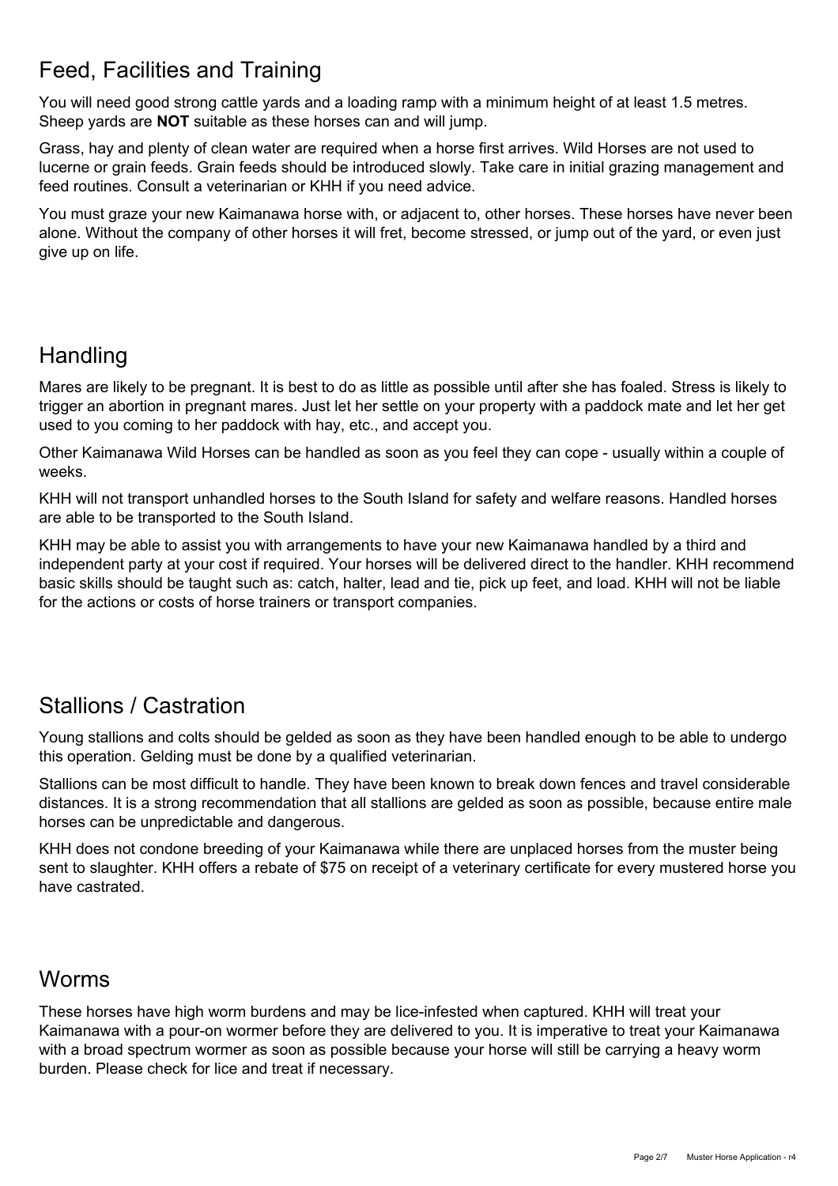## Feed, Facilities and Training

You will need good strong cattle yards and a loading ramp with a minimum height of at least 1.5 metres. Sheep yards are **NOT** suitable as these horses can and will jump.

Grass, hay and plenty of clean water are required when a horse first arrives. Wild Horses are not used to lucerne or grain feeds. Grain feeds should be introduced slowly. Take care in initial grazing management and feed routines. Consult a veterinarian or KHH if you need advice.

You must graze your new Kaimanawa horse with, or adjacent to, other horses. These horses have never been alone. Without the company of other horses it will fret, become stressed, or jump out of the yard, or even just give up on life.

## Handling

Mares are likely to be pregnant. It is best to do as little as possible until after she has foaled. Stress is likely to trigger an abortion in pregnant mares. Just let her settle on your property with a paddock mate and let her get used to you coming to her paddock with hay, etc., and accept you.

Other Kaimanawa Wild Horses can be handled as soon as you feel they can cope - usually within a couple of weeks.

KHH will not transport unhandled horses to the South Island for safety and welfare reasons. Handled horses are able to be transported to the South Island.

KHH may be able to assist you with arrangements to have your new Kaimanawa handled by a third and independent party at your cost if required. Your horses will be delivered direct to the handler. KHH recommend basic skills should be taught such as: catch, halter, lead and tie, pick up feet, and load. KHH will not be liable for the actions or costs of horse trainers or transport companies.

## Stallions / Castration

Young stallions and colts should be gelded as soon as they have been handled enough to be able to undergo this operation. Gelding must be done by a qualified veterinarian.

Stallions can be most difficult to handle. They have been known to break down fences and travel considerable distances. It is a strong recommendation that all stallions are gelded as soon as possible, because entire male horses can be unpredictable and dangerous.

KHH does not condone breeding of your Kaimanawa while there are unplaced horses from the muster being sent to slaughter. KHH offers a rebate of $75 on receipt of a veterinary certificate for every mustered horse you have castrated.

## Worms

These horses have high worm burdens and may be lice-infested when captured. KHH will treat your Kaimanawa with a pour-on wormer before they are delivered to you. It is imperative to treat your Kaimanawa with a broad spectrum wormer as soon as possible because your horse will still be carrying a heavy worm burden. Please check for lice and treat if necessary.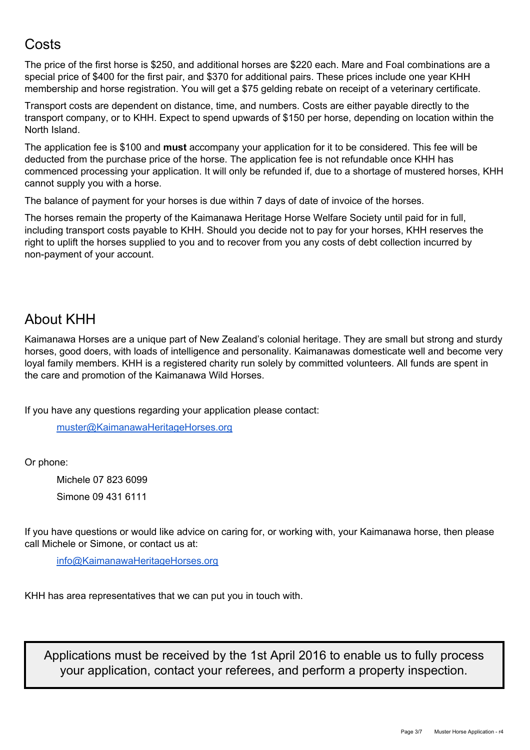## Costs

The price of the first horse is $250, and additional horses are $220 each. Mare and Foal combinations are a special price of $400 for the first pair, and $370 for additional pairs. These prices include one year KHH membership and horse registration. You will get a $75 gelding rebate on receipt of a veterinary certificate.

Transport costs are dependent on distance, time, and numbers. Costs are either payable directly to the transport company, or to KHH. Expect to spend upwards of $150 per horse, depending on location within the North Island.

The application fee is $100 and **must** accompany your application for it to be considered. This fee will be deducted from the purchase price of the horse. The application fee is not refundable once KHH has commenced processing your application. It will only be refunded if, due to a shortage of mustered horses, KHH cannot supply you with a horse.

The balance of payment for your horses is due within 7 days of date of invoice of the horses.

The horses remain the property of the Kaimanawa Heritage Horse Welfare Society until paid for in full, including transport costs payable to KHH. Should you decide not to pay for your horses, KHH reserves the right to uplift the horses supplied to you and to recover from you any costs of debt collection incurred by non-payment of your account.

## About KHH

Kaimanawa Horses are a unique part of New Zealand's colonial heritage. They are small but strong and sturdy horses, good doers, with loads of intelligence and personality. Kaimanawas domesticate well and become very loyal family members. KHH is a registered charity run solely by committed volunteers. All funds are spent in the care and promotion of the Kaimanawa Wild Horses.

If you have any questions regarding your application please contact:

muster@KaimanawaHeritageHorses.org

Or phone:

Michele 07 823 6099

Simone 09 431 6111

If you have questions or would like advice on caring for, or working with, your Kaimanawa horse, then please call Michele or Simone, or contact us at:

info@KaimanawaHeritageHorses.org

KHH has area representatives that we can put you in touch with.

Applications must be received by the 1st April 2016 to enable us to fully process your application, contact your referees, and perform a property inspection.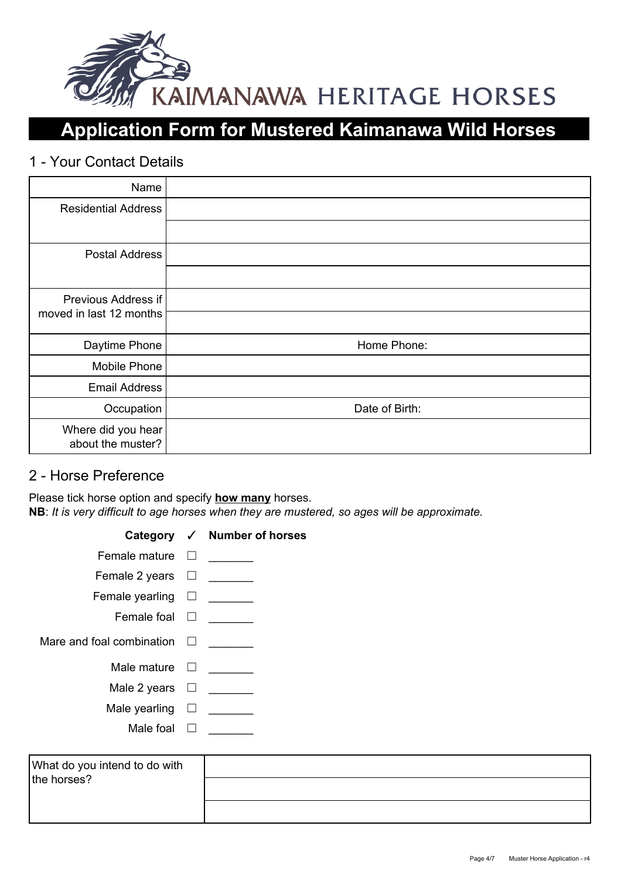KAIMANAWA HERITAGE HORSES

# Application Form for Mustered Kaimanawa Wild Horses

## 1 - Your Contact Details

| | |
|---|---|
| Name | |
| Residential Address | |
| | |
| Postal Address | |
| | |
| Previous Address if moved in last 12 months | |
| | |
| Daytime Phone | Home Phone: |
| Mobile Phone | |
| Email Address | |
| Occupation | Date of Birth: |
| Where did you hear about the muster? | |

## 2 - Horse Preference

Please tick horse option and specify **how many** horses.

**NB**: *It is very difficult to age horses when they are mustered, so ages will be approximate.*

| Category | ✓ | Number of horses |
|---|---|---|
| Female mature | ☐ | _______ |
| Female 2 years | ☐ | _______ |
| Female yearling | ☐ | _______ |
| Female foal | ☐ | _______ |
| Mare and foal combination | ☐ | _______ |
| Male mature | ☐ | _______ |
| Male 2 years | ☐ | _______ |
| Male yearling | ☐ | _______ |
| Male foal | ☐ | _______ |

| | |
|---|---|
| What do you intend to do with the horses? | |
| | |
| | |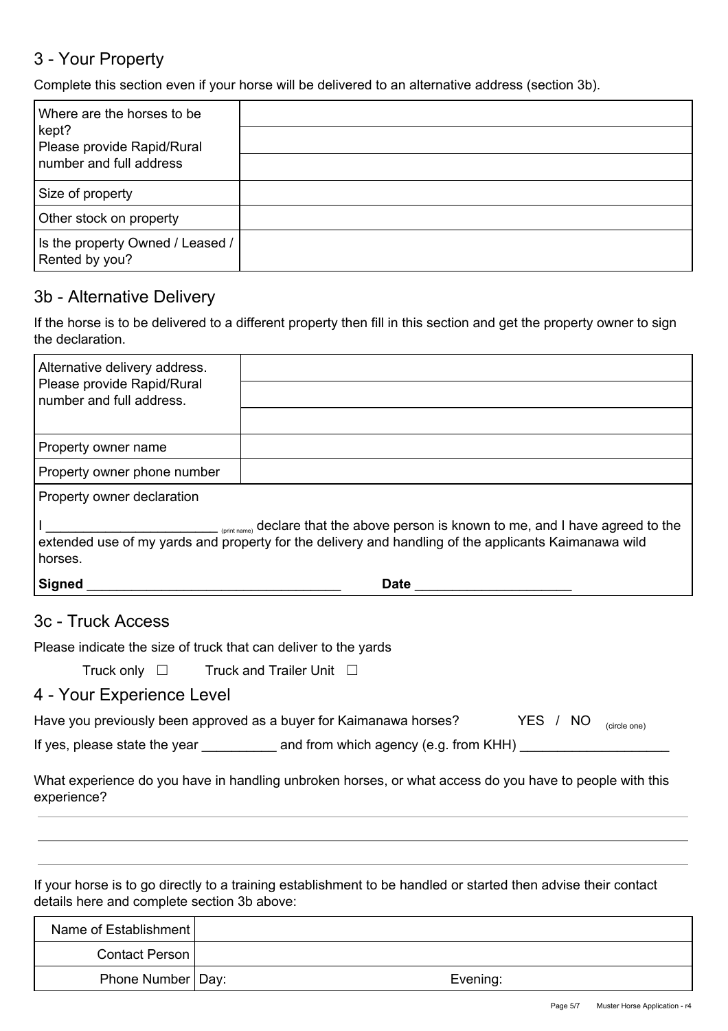## 3 - Your Property

Complete this section even if your horse will be delivered to an alternative address (section 3b).

| | |
|---|---|
| Where are the horses to be kept? Please provide Rapid/Rural number and full address | |
| | |
| | |
| Size of property | |
| Other stock on property | |
| Is the property Owned / Leased / Rented by you? | |

## 3b - Alternative Delivery

If the horse is to be delivered to a different property then fill in this section and get the property owner to sign the declaration.

| | |
|---|---|
| Alternative delivery address. Please provide Rapid/Rural number and full address. | |
| | |
| | |
| Property owner name | |
| Property owner phone number | |

Property owner declaration

I ________________________ (print name) declare that the above person is known to me, and I have agreed to the extended use of my yards and property for the delivery and handling of the applicants Kaimanawa wild horses.

**Signed** ___________________________________ **Date** _____________________

## 3c - Truck Access

Please indicate the size of truck that can deliver to the yards

Truck only ☐ Truck and Trailer Unit ☐

## 4 - Your Experience Level

Have you previously been approved as a buyer for Kaimanawa horses? YES / NO (circle one)

If yes, please state the year __________ and from which agency (e.g. from KHH) ____________________

What experience do you have in handling unbroken horses, or what access do you have to people with this experience?

_______________________________________________________________________________

_______________________________________________________________________________

_______________________________________________________________________________

If your horse is to go directly to a training establishment to be handled or started then advise their contact details here and complete section 3b above:

| | | |
|---|---|---|
| Name of Establishment | | |
| Contact Person | | |
| Phone Number | Day: | Evening: |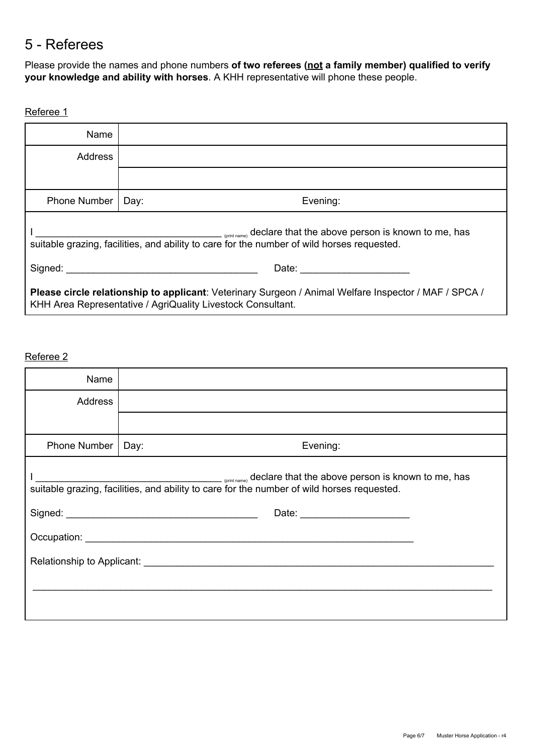# 5 - Referees

Please provide the names and phone numbers **of two referees (<u>not</u> a family member) qualified to verify your knowledge and ability with horses**. A KHH representative will phone these people.

<u>Referee 1</u>

| | | |
|---|---|---|
| Name | | |
| Address | | |
| | | |
| Phone Number | Day: | Evening: |

I ___________________________________ (print name) declare that the above person is known to me, has suitable grazing, facilities, and ability to care for the number of wild horses requested.

Signed: ___________________________________ Date: ____________________

**Please circle relationship to applicant**: Veterinary Surgeon / Animal Welfare Inspector / MAF / SPCA / KHH Area Representative / AgriQuality Livestock Consultant.

<u>Referee 2</u>

| | | |
|---|---|---|
| Name | | |
| Address | | |
| | | |
| Phone Number | Day: | Evening: |

I ___________________________________ (print name) declare that the above person is known to me, has suitable grazing, facilities, and ability to care for the number of wild horses requested.

Signed: ___________________________________ Date: ____________________

Occupation: ______________________________________________________________

Relationship to Applicant: __________________________________________________________________

_____________________________________________________________________________________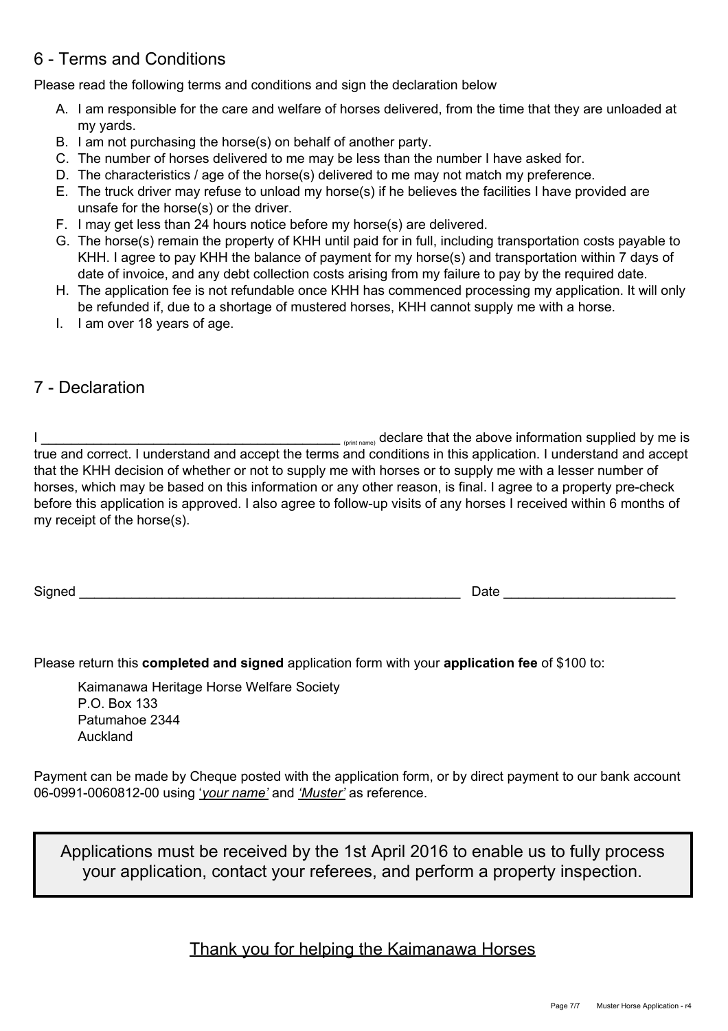## 6 - Terms and Conditions

Please read the following terms and conditions and sign the declaration below

A. I am responsible for the care and welfare of horses delivered, from the time that they are unloaded at my yards.
B. I am not purchasing the horse(s) on behalf of another party.
C. The number of horses delivered to me may be less than the number I have asked for.
D. The characteristics / age of the horse(s) delivered to me may not match my preference.
E. The truck driver may refuse to unload my horse(s) if he believes the facilities I have provided are unsafe for the horse(s) or the driver.
F. I may get less than 24 hours notice before my horse(s) are delivered.
G. The horse(s) remain the property of KHH until paid for in full, including transportation costs payable to KHH. I agree to pay KHH the balance of payment for my horse(s) and transportation within 7 days of date of invoice, and any debt collection costs arising from my failure to pay by the required date.
H. The application fee is not refundable once KHH has commenced processing my application. It will only be refunded if, due to a shortage of mustered horses, KHH cannot supply me with a horse.
I. I am over 18 years of age.

## 7 - Declaration

I ________________________________________ (print name) declare that the above information supplied by me is true and correct. I understand and accept the terms and conditions in this application. I understand and accept that the KHH decision of whether or not to supply me with horses or to supply me with a lesser number of horses, which may be based on this information or any other reason, is final. I agree to a property pre-check before this application is approved. I also agree to follow-up visits of any horses I received within 6 months of my receipt of the horse(s).

Signed ____________________________________________________ Date ______________________

Please return this **completed and signed** application form with your **application fee** of $100 to:

Kaimanawa Heritage Horse Welfare Society
P.O. Box 133
Patumahoe 2344
Auckland

Payment can be made by Cheque posted with the application form, or by direct payment to our bank account 06-0991-0060812-00 using '*your name*' and *'Muster'* as reference.

Applications must be received by the 1st April 2016 to enable us to fully process your application, contact your referees, and perform a property inspection.

Thank you for helping the Kaimanawa Horses